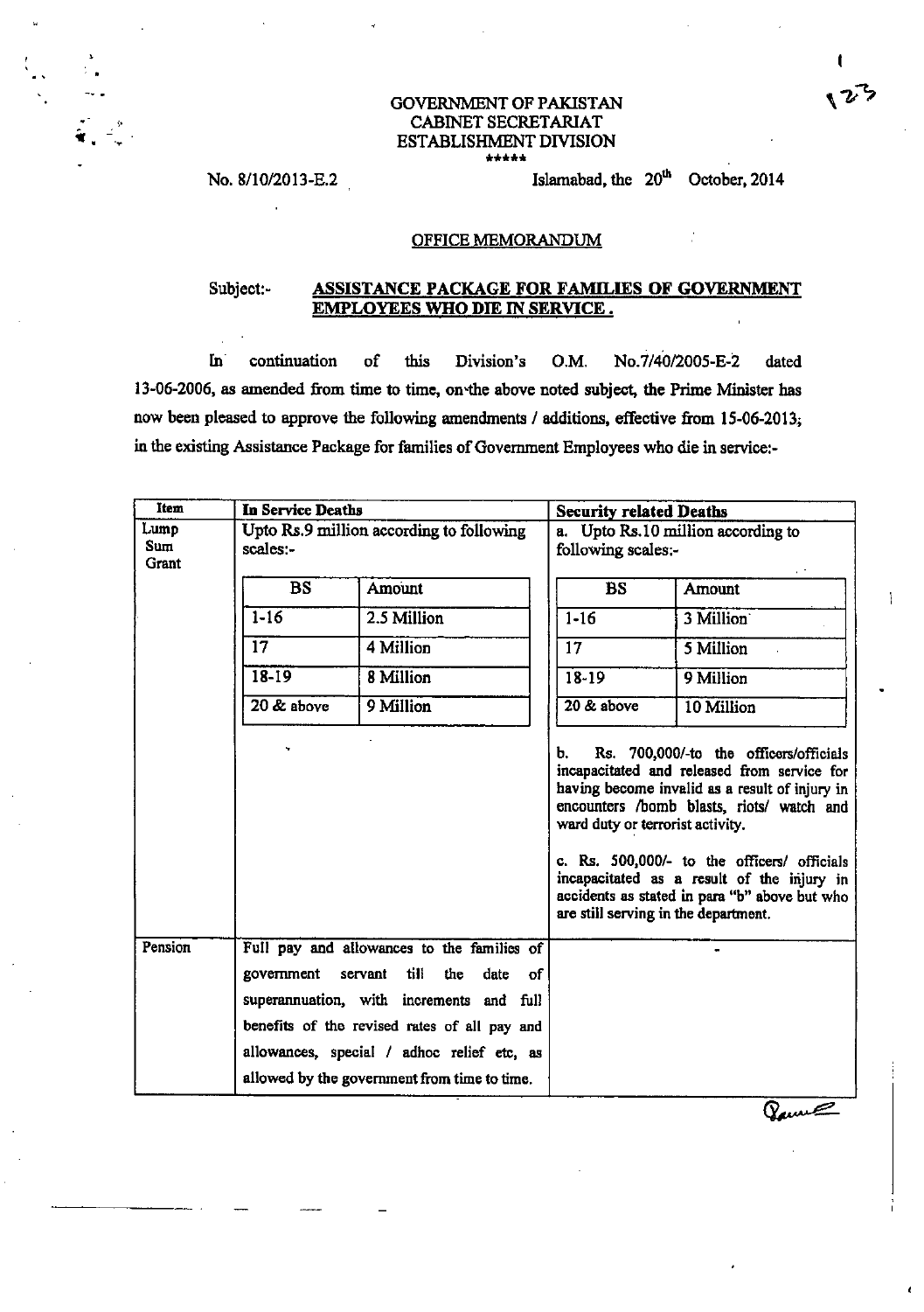GOVERNMENT OF PAKISTAN
CABINET SECRETARIAT
ESTABLISHMENT DIVISION
\*\*\*\*\*

No. 8/10/2013-E.2

Islamabad, the 20th October, 2014

## OFFICE MEMORANDUM

Subject:- **ASSISTANCE PACKAGE FOR FAMILIES OF GOVERNMENT EMPLOYEES WHO DIE IN SERVICE.**

In continuation of this Division's O.M. No.7/40/2005-E-2 dated 13-06-2006, as amended from time to time, on the above noted subject, the Prime Minister has now been pleased to approve the following amendments / additions, effective from 15-06-2013, in the existing Assistance Package for families of Government Employees who die in service:-

| Item | In Service Deaths | Security related Deaths |
|---|---|---|
| Lump Sum Grant | Upto Rs.9 million according to following scales:-<br><br>BS — Amount<br>1-16 — 2.5 Million<br>17 — 4 Million<br>18-19 — 8 Million<br>20 & above — 9 Million | a. Upto Rs.10 million according to following scales:-<br><br>BS — Amount<br>1-16 — 3 Million<br>17 — 5 Million<br>18-19 — 9 Million<br>20 & above — 10 Million<br><br>b. Rs. 700,000/- to the officers/officials incapacitated and released from service for having become invalid as a result of injury in encounters /bomb blasts, riots/ watch and ward duty or terrorist activity.<br><br>c. Rs. 500,000/- to the officers/ officials incapacitated as a result of the injury in accidents as stated in para "b" above but who are still serving in the department. |
| Pension | Full pay and allowances to the families of government servant till the date of superannuation, with increments and full benefits of the revised rates of all pay and allowances, special / adhoc relief etc, as allowed by the government from time to time. | - |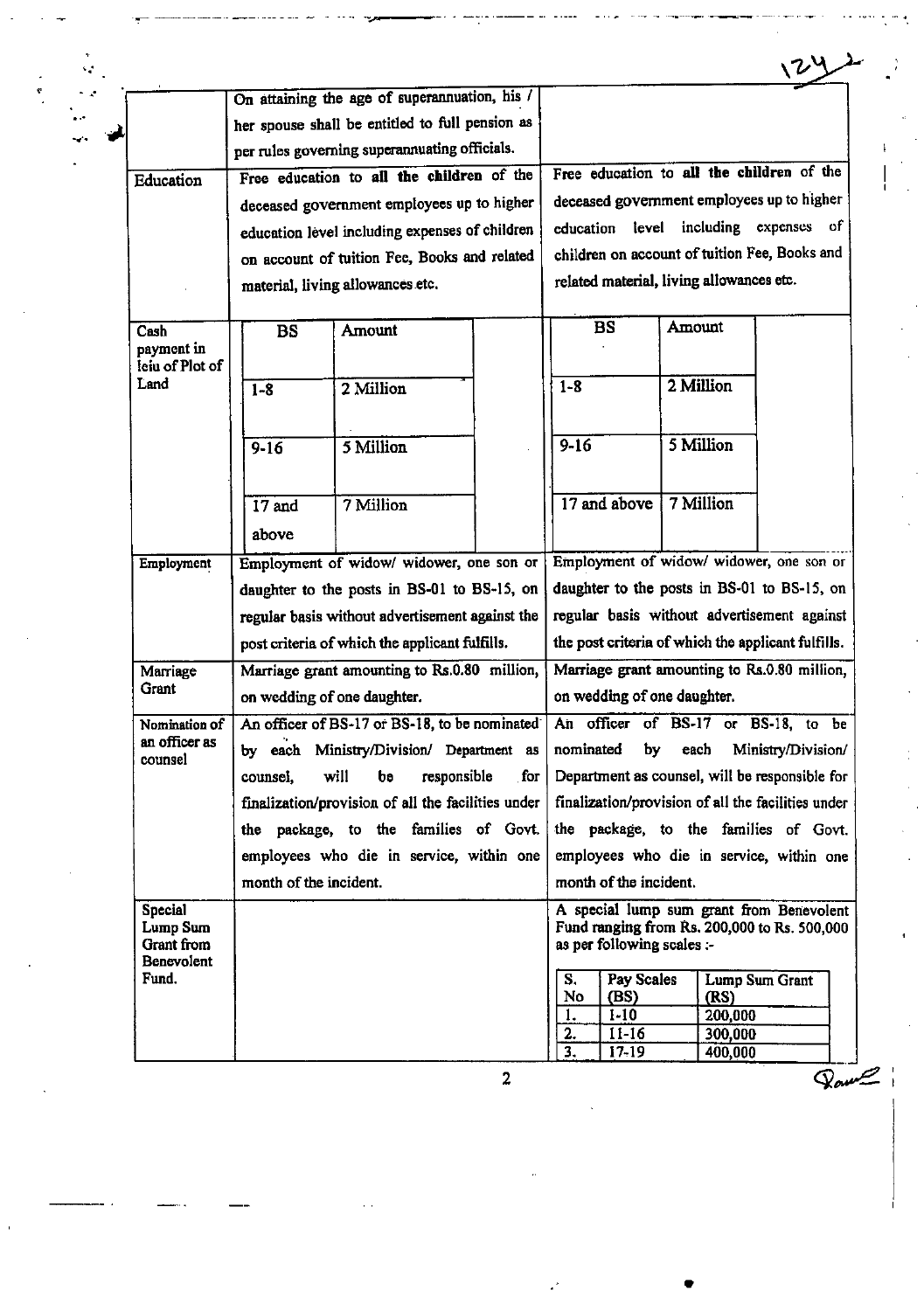| | | |
|---|---|---|
| | On attaining the age of superannuation, his / her spouse shall be entitled to full pension as per rules governing superannuating officials. | |
| Education | Free education to **all the children** of the deceased government employees up to higher education level including expenses of children on account of tuition Fee, Books and related material, living allowances etc. | Free education to **all the children** of the deceased government employees up to higher education level including expenses of children on account of tuition Fee, Books and related material, living allowances etc. |
| Cash payment in leiu of Plot of Land | BS — Amount<br>1-8 — 2 Million<br>9-16 — 5 Million<br>17 and above — 7 Million | BS — Amount<br>1-8 — 2 Million<br>9-16 — 5 Million<br>17 and above — 7 Million |
| Employment | Employment of widow/ widower, one son or daughter to the posts in BS-01 to BS-15, on regular basis without advertisement against the post criteria of which the applicant fulfills. | Employment of widow/ widower, one son or daughter to the posts in BS-01 to BS-15, on regular basis without advertisement against the post criteria of which the applicant fulfills. |
| Marriage Grant | Marriage grant amounting to Rs.0.80 million, on wedding of one daughter. | Marriage grant amounting to Rs.0.80 million, on wedding of one daughter. |
| Nomination of an officer as counsel | An officer of BS-17 or BS-18, to be nominated by each Ministry/Division/ Department as counsel, will be responsible for finalization/provision of all the facilities under the package, to the families of Govt. employees who die in service, within one month of the incident. | An officer of BS-17 or BS-18, to be nominated by each Ministry/Division/ Department as counsel, will be responsible for finalization/provision of all the facilities under the package, to the families of Govt. employees who die in service, within one month of the incident. |
| Special Lump Sum Grant from Benevolent Fund. | | A special lump sum grant from Benevolent Fund ranging from Rs. 200,000 to Rs. 500,000 as per following scales :-<br>S. No — Pay Scales (BS) — Lump Sum Grant (RS)<br>1. — 1-10 — 200,000<br>2. — 11-16 — 300,000<br>3. — 17-19 — 400,000 |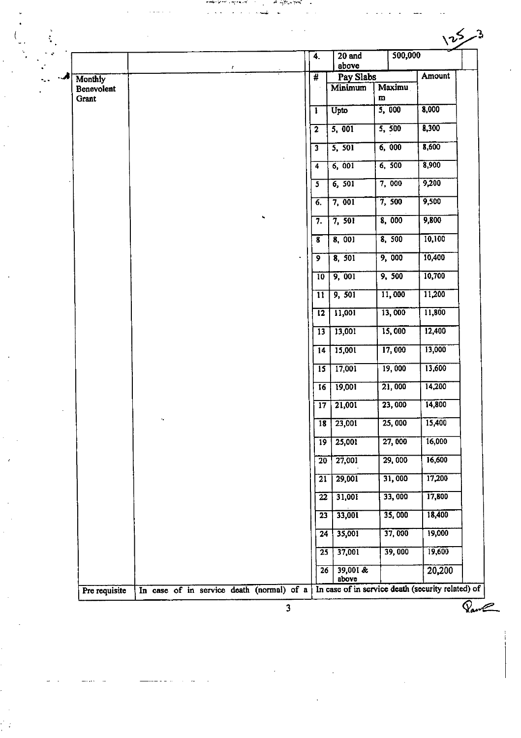| | | | | | |
|---|---|---|---|---|---|
| | | 4. | 20 and above | | 500,000 |
| Monthly Benevolent Grant | | # | Pay Slabs | | Amount |
| | | | Minimum | Maximum | |
| | | 1 | Upto | 5, 000 | 8,000 |
| | | 2 | 5, 001 | 5, 500 | 8,300 |
| | | 3 | 5, 501 | 6, 000 | 8,600 |
| | | 4 | 6, 001 | 6, 500 | 8,900 |
| | | 5 | 6, 501 | 7, 000 | 9,200 |
| | | 6. | 7, 001 | 7, 500 | 9,500 |
| | | 7. | 7, 501 | 8, 000 | 9,800 |
| | | 8 | 8, 001 | 8, 500 | 10,100 |
| | | 9 | 8, 501 | 9, 000 | 10,400 |
| | | 10 | 9, 001 | 9, 500 | 10,700 |
| | | 11 | 9, 501 | 11, 000 | 11,200 |
| | | 12 | 11,001 | 13, 000 | 11,800 |
| | | 13 | 13,001 | 15, 000 | 12,400 |
| | | 14 | 15,001 | 17, 000 | 13,000 |
| | | 15 | 17,001 | 19, 000 | 13,600 |
| | | 16 | 19,001 | 21, 000 | 14,200 |
| | | 17 | 21,001 | 23, 000 | 14,800 |
| | | 18 | 23,001 | 25, 000 | 15,400 |
| | | 19 | 25,001 | 27, 000 | 16,000 |
| | | 20 | 27,001 | 29, 000 | 16,600 |
| | | 21 | 29,001 | 31, 000 | 17,200 |
| | | 22 | 31,001 | 33, 000 | 17,800 |
| | | 23 | 33,001 | 35, 000 | 18,400 |
| | | 24 | 35,001 | 37, 000 | 19,000 |
| | | 25 | 37,001 | 39, 000 | 19,600 |
| | | 26 | 39,001 & above | | 20,200 |
| Pre requisite | In case of in service death (normal) of a | In case of in service death (security related) of | | | |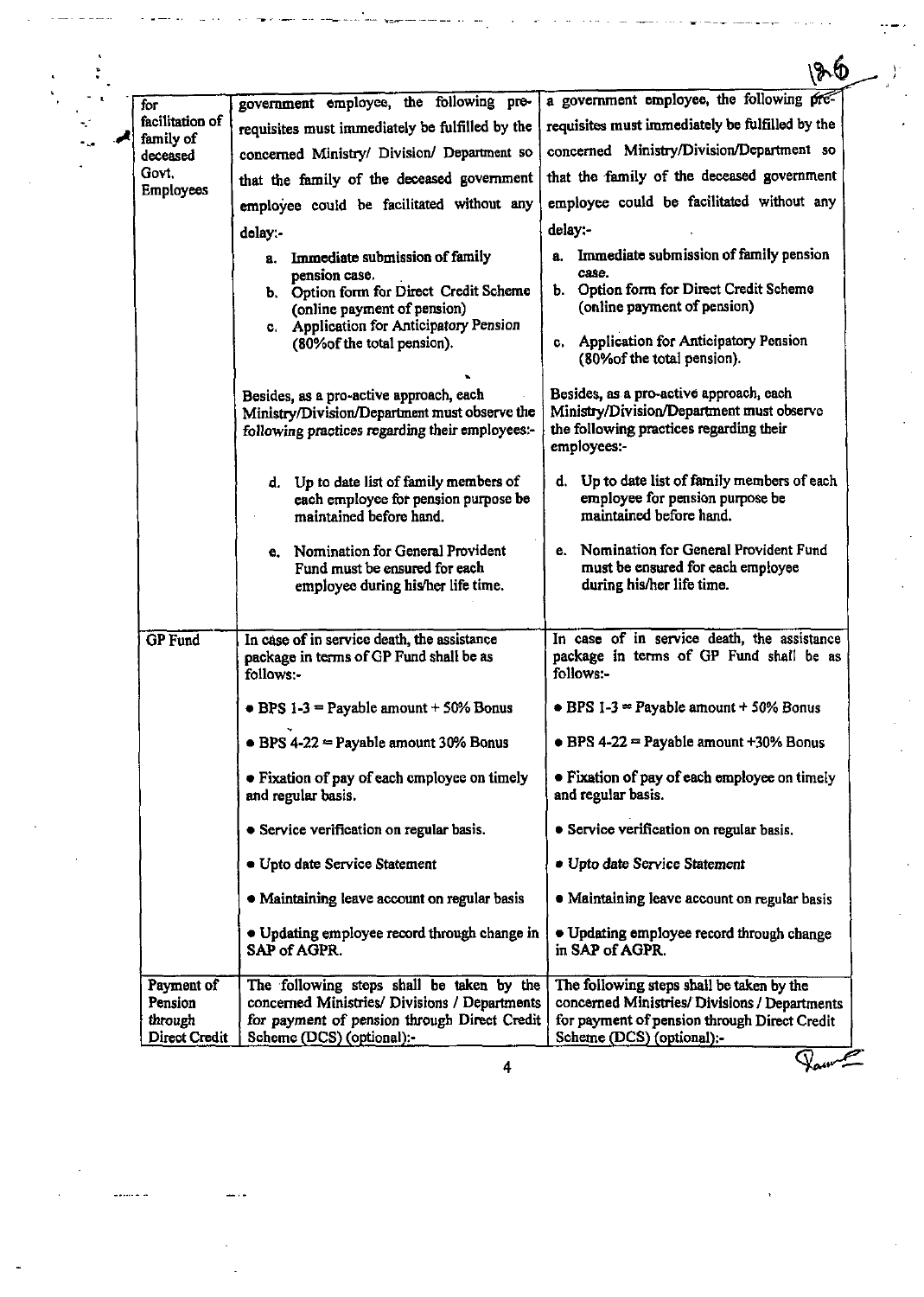| for facilitation of family of deceased Govt. Employees | government employee, the following pre-requisites must immediately be fulfilled by the concerned Ministry/ Division/ Department so that the family of the deceased government employee could be facilitated without any delay:-<br><br>a. Immediate submission of family pension case.<br>b. Option form for Direct Credit Scheme (online payment of pension)<br>c. Application for Anticipatory Pension (80%of the total pension).<br><br>Besides, as a pro-active approach, each Ministry/Division/Department must observe the following practices regarding their employees:-<br><br>d. Up to date list of family members of each employee for pension purpose be maintained before hand.<br><br>e. Nomination for General Provident Fund must be ensured for each employee during his/her life time. | a government employee, the following pre-requisites must immediately be fulfilled by the concerned Ministry/Division/Department so that the family of the deceased government employee could be facilitated without any delay:-<br><br>a. Immediate submission of family pension case.<br>b. Option form for Direct Credit Scheme (online payment of pension)<br>c. Application for Anticipatory Pension (80%of the total pension).<br><br>Besides, as a pro-active approach, each Ministry/Division/Department must observe the following practices regarding their employees:-<br><br>d. Up to date list of family members of each employee for pension purpose be maintained before hand.<br><br>e. Nomination for General Provident Fund must be ensured for each employee during his/her life time. |
|---|---|---|
| GP Fund | In case of in service death, the assistance package in terms of GP Fund shall be as follows:-<br><br>• BPS 1-3 = Payable amount + 50% Bonus<br><br>• BPS 4-22 = Payable amount 30% Bonus<br><br>• Fixation of pay of each employee on timely and regular basis.<br><br>• Service verification on regular basis.<br><br>• Upto date Service Statement<br><br>• Maintaining leave account on regular basis<br><br>• Updating employee record through change in SAP of AGPR. | In case of in service death, the assistance package in terms of GP Fund shall be as follows:-<br><br>• BPS 1-3 = Payable amount + 50% Bonus<br><br>• BPS 4-22 = Payable amount +30% Bonus<br><br>• Fixation of pay of each employee on timely and regular basis.<br><br>• Service verification on regular basis.<br><br>• *Upto date Service Statement*<br><br>• Maintaining leave account on regular basis<br><br>• Updating employee record through change in SAP of AGPR. |
| Payment of Pension through Direct Credit | The following steps shall be taken by the concerned Ministries/ Divisions / Departments for payment of pension through Direct Credit Scheme (DCS) (optional):- | The following steps shall be taken by the concerned Ministries/ Divisions / Departments for payment of pension through Direct Credit Scheme (DCS) (optional):- |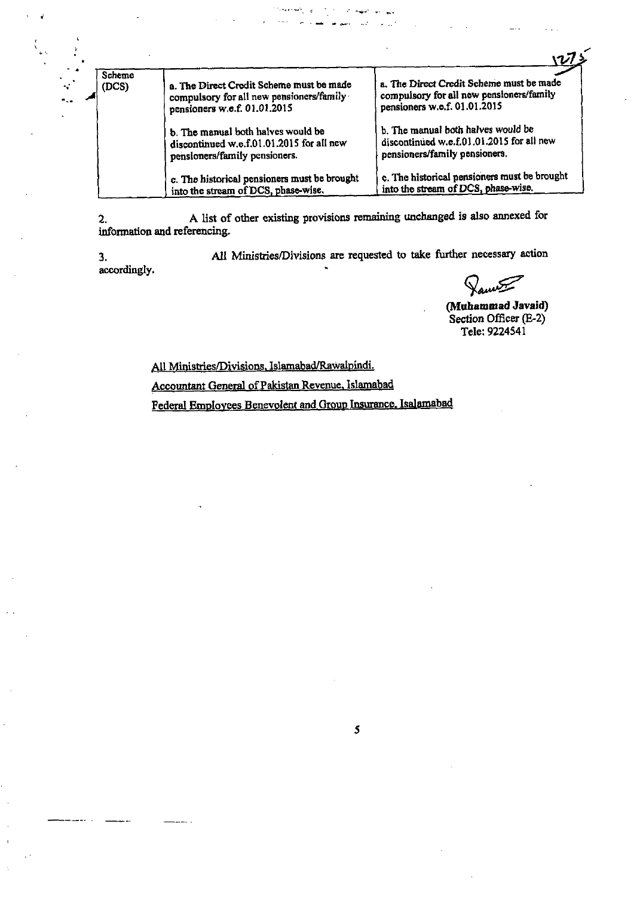| Scheme (DCS) | a. The Direct Credit Scheme must be made compulsory for all new pensioners/family pensioners w.e.f. 01.01.2015 | a. The Direct Credit Scheme must be made compulsory for all new pensioners/family pensioners w.e.f. 01.01.2015 |
|---|---|---|
| | b. The manual both halves would be discontinued w.e.f.01.01.2015 for all new pensioners/family pensioners. | b. The manual both halves would be discontinued w.e.f.01.01.2015 for all new pensioners/family pensioners. |
| | c. The historical pensioners must be brought into the stream of DCS, phase-wise. | c. The historical pensioners must be brought into the stream of DCS, phase-wise. |

2. A list of other existing provisions remaining unchanged is also annexed for information and referencing.

3. All Ministries/Divisions are requested to take further necessary action accordingly.

**(Muhammad Javaid)**
Section Officer (E-2)
Tele: 9224541

All Ministries/Divisions, Islamabad/Rawalpindi.

Accountant General of Pakistan Revenue, Islamabad

Federal Employees Benevolent and Group Insurance, Isalamabad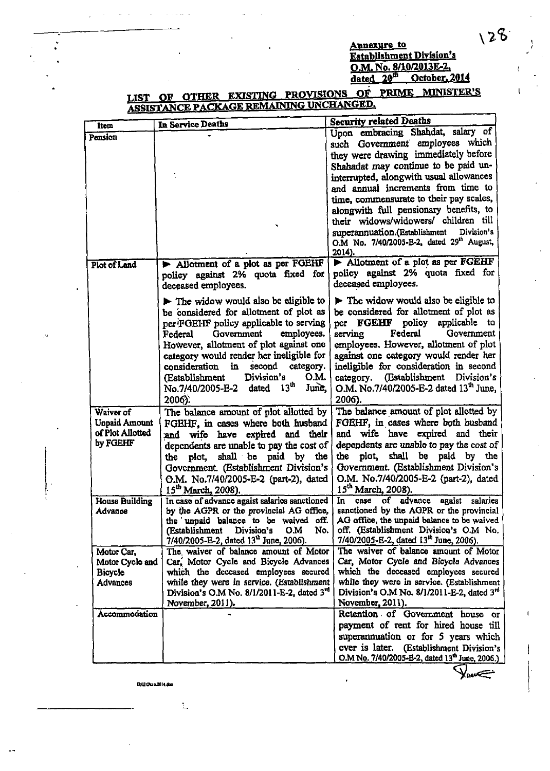**Annexure to**
**Establishment Division's**
**O.M. No. 8/10/2013E-2,**
**dated 20th October, 2014**

## LIST OF OTHER EXISTING PROVISIONS OF PRIME MINISTER'S ASSISTANCE PACKAGE REMAINING UNCHANGED.

| Item | In Service Deaths | Security related Deaths |
|---|---|---|
| Pension | - | Upon embracing Shahdat, salary of such Government employees which they were drawing immediately before Shahadat may continue to be paid un-interrupted, alongwith usual allowances and annual increments from time to time, commensurate to their pay scales, alongwith full pensionary benefits, to their widows/widowers/ children till superannuation.(Establishment Division's O.M No. 7/40/2005-E-2, dated 29th August, 2014). |
| Plot of Land | ► Allotment of a plot as per FGEHF policy against 2% quota fixed for deceased employees.<br>► The widow would also be eligible to be considered for allotment of plot as per FGEHF policy applicable to serving Federal Government employees. However, allotment of plot against one category would render her ineligible for consideration in second category. (Establishment Division's O.M. No.7/40/2005-E-2 dated 13th June, 2006). | ► Allotment of a plot as per FGEHF policy against 2% quota fixed for deceased employees.<br>► The widow would also be eligible to be considered for allotment of plot as per FGEHF policy applicable to serving Federal Government employees. However, allotment of plot against one category would render her ineligible for consideration in second category. (Establishment Division's O.M. No.7/40/2005-E-2 dated 13th June, 2006). |
| Waiver of Unpaid Amount of Plot Allotted by FGEHF | The balance amount of plot allotted by FGEHF, in cases where both husband and wife have expired and their dependents are unable to pay the cost of the plot, shall be paid by the Government. (Establishment Division's O.M. No.7/40/2005-E-2 (part-2), dated 15th March, 2008). | The balance amount of plot allotted by FGEHF, in cases where both husband and wife have expired and their dependents are unable to pay the cost of the plot, shall be paid by the Government. (Establishment Division's O.M. No.7/40/2005-E-2 (part-2), dated 15th March, 2008). |
| House Building Advance | In case of advance agaist salaries sanctioned by the AGPR or the provincial AG office, the unpaid balance to be waived off. (Establishment Division's O.M No. 7/40/2005-E-2, dated 13th June, 2006). | In case of advance agaist salaries sanctioned by the AGPR or the provincial AG office, the unpaid balance to be waived off. (Establishment Division's O.M No. 7/40/2005-E-2, dated 13th June, 2006). |
| Motor Car, Motor Cycle and Bicycle Advances | The waiver of balance amount of Motor Car, Motor Cycle and Bicycle Advances which the deceased employees secured while they were in service. (Establishment Division's O.M No. 8/1/2011-E-2, dated 3rd November, 2011). | The waiver of balance amount of Motor Car, Motor Cycle and Bicycle Advances which the deceased employees secured while they were in service. (Establishment Division's O.M No. 8/1/2011-E-2, dated 3rd November, 2011). |
| Accommodation | - | Retention of Government house or payment of rent for hired house till superannuation or for 5 years which ever is later. (Establishment Division's O.M No. 7/40/2005-E-2, dated 13th June, 2006.) |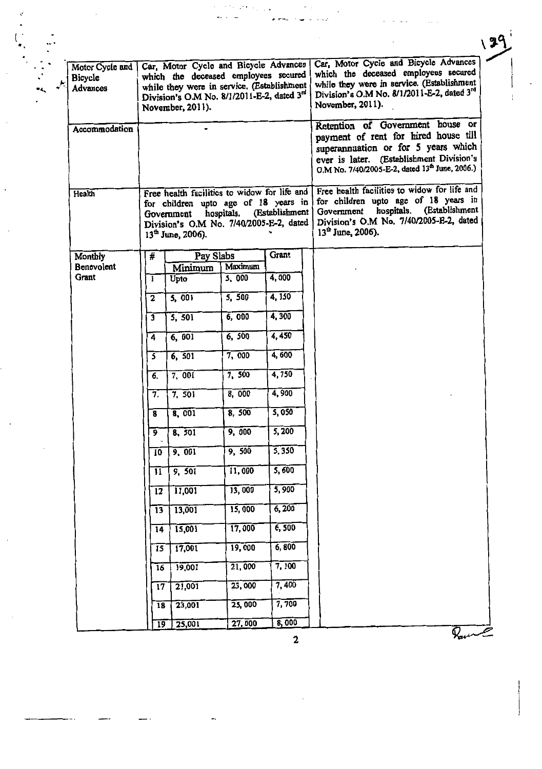| | | |
|---|---|---|
| Motor Cycle and Bicycle Advances | Car, Motor Cycle and Bicycle Advances which the deceased employees secured while they were in service. (Establishment Division's O.M No. 8/1/2011-E-2, dated 3rd November, 2011). | Car, Motor Cycle and Bicycle Advances which the deceased employees secured while they were in service. (Establishment Division's O.M No. 8/1/2011-E-2, dated 3rd November, 2011). |
| Accommodation | - | Retention of Government house or payment of rent for hired house till superannuation or for 5 years which ever is later. (Establishment Division's O.M No. 7/40/2005-E-2, dated 13th June, 2006.) |
| Health | Free health facilities to widow for life and for children upto age of 18 years in Government hospitals. (Establishment Division's O.M No. 7/40/2005-E-2, dated 13th June, 2006). | Free health facilities to widow for life and for children upto age of 18 years in Government hospitals. (Establishment Division's O.M No. 7/40/2005-E-2, dated 13th June, 2006). |
| Monthly Benevolent Grant | (see table below) | |

| # | Pay Slabs Minimum | Pay Slabs Maximum | Grant |
|---|---|---|---|
| 1 | Upto | 5, 000 | 4, 000 |
| 2 | 5, 001 | 5, 500 | 4, 150 |
| 3 | 5, 501 | 6, 000 | 4, 300 |
| 4 | 6, 001 | 6, 500 | 4, 450 |
| 5 | 6, 501 | 7, 000 | 4, 600 |
| 6. | 7, 001 | 7, 500 | 4, 750 |
| 7. | 7, 501 | 8, 000 | 4, 900 |
| 8 | 8, 001 | 8, 500 | 5, 050 |
| 9 | 8, 501 | 9, 000 | 5, 200 |
| 10 | 9, 001 | 9, 500 | 5, 350 |
| 11 | 9, 501 | 11, 000 | 5, 600 |
| 12 | 11,001 | 13, 000 | 5, 900 |
| 13 | 13,001 | 15, 000 | 6, 200 |
| 14 | 15,001 | 17, 000 | 6, 500 |
| 15 | 17,001 | 19, 000 | 6, 800 |
| 16 | 19,001 | 21, 000 | 7, 100 |
| 17 | 21,001 | 23, 000 | 7, 400 |
| 18 | 23,001 | 25, 000 | 7, 700 |
| 19 | 25,001 | 27, 000 | 8, 000 |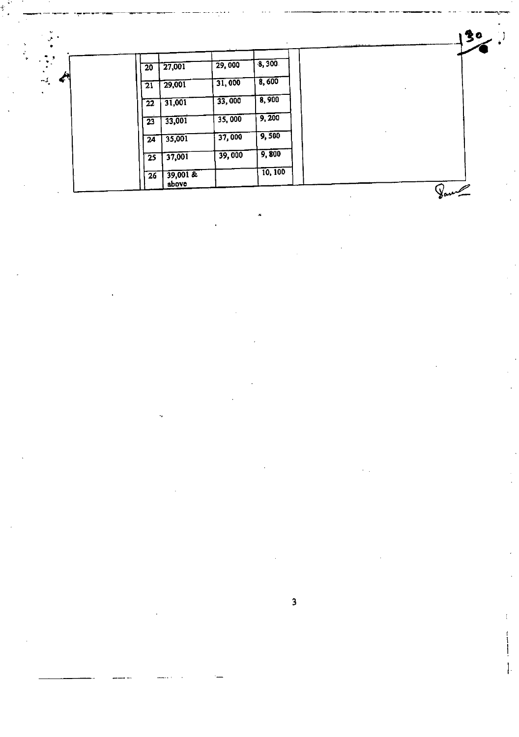| | | | | | | |
|---|---|---|---|---|---|---|
| | 20 | 27,001 | 29, 000 | 8, 300 | | |
| | 21 | 29,001 | 31, 000 | 8, 600 | | |
| | 22 | 31,001 | 33, 000 | 8, 900 | | |
| | 23 | 33,001 | 35, 000 | 9, 200 | | |
| | 24 | 35,001 | 37, 000 | 9, 500 | | |
| | 25 | 37,001 | 39, 000 | 9, 800 | | |
| | 26 | 39,001 & above | | 10, 100 | | |